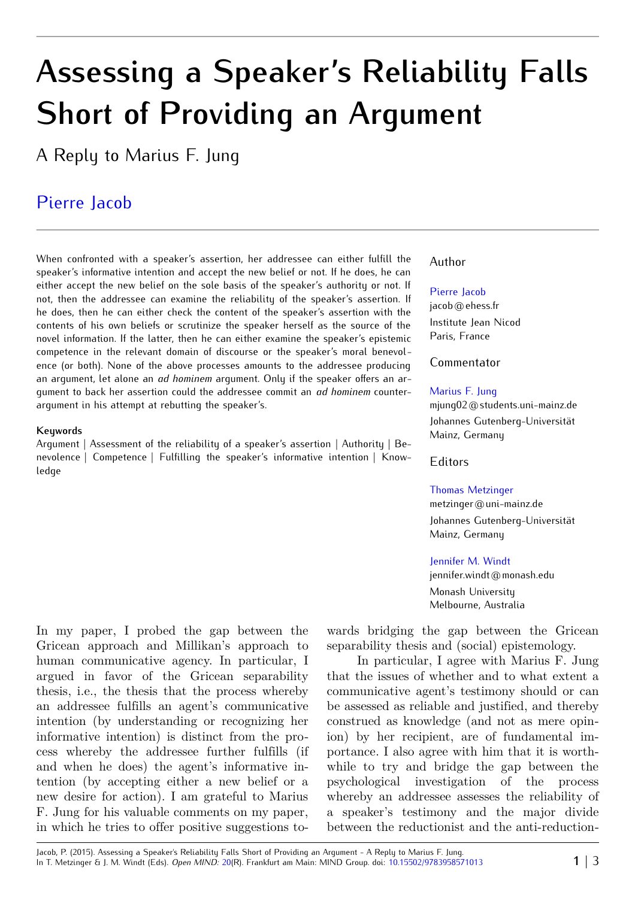# Assessing a Speaker's Reliability Falls Short of Providing an Argument

## A Reply to Marius F. Jung

### Pierre Jacob

When confronted with a speaker's assertion, her addressee can either fulfill the speaker's informative intention and accept the new belief or not. If he does, he can either accept the new belief on the sole basis of the speaker's authority or not. If not, then the addressee can examine the reliability of the speaker's assertion. If he does, then he can either check the content of the speaker's assertion with the contents of his own beliefs or scrutinize the speaker herself as the source of the novel information. If the latter, then he can either examine the speaker's epistemic competence in the relevant domain of discourse or the speaker's moral benevolence (or both). None of the above processes amounts to the addressee producing an argument, let alone an *ad hominem* argument. Only if the speaker offers an argument to back her assertion could the addressee commit an *ad hominem* counter-argument in his attempt at rebutting the speaker's.

**Keywords**

Argument | Assessment of the reliability of a speaker's assertion | Authority | Benevolence | Competence | Fulfilling the speaker's informative intention | Knowledge

**Author**

Pierre Jacob
jacob@ehess.fr
Institute Jean Nicod
Paris, France

**Commentator**

Marius F. Jung
mjung02@students.uni-mainz.de
Johannes Gutenberg-Universität
Mainz, Germany

**Editors**

Thomas Metzinger
metzinger@uni-mainz.de
Johannes Gutenberg-Universität
Mainz, Germany

Jennifer M. Windt
jennifer.windt@monash.edu
Monash University
Melbourne, Australia

In my paper, I probed the gap between the Gricean approach and Millikan's approach to human communicative agency. In particular, I argued in favor of the Gricean separability thesis, i.e., the thesis that the process whereby an addressee fulfills an agent's communicative intention (by understanding or recognizing her informative intention) is distinct from the process whereby the addressee further fulfills (if and when he does) the agent's informative intention (by accepting either a new belief or a new desire for action). I am grateful to Marius F. Jung for his valuable comments on my paper, in which he tries to offer positive suggestions towards bridging the gap between the Gricean separability thesis and (social) epistemology.

In particular, I agree with Marius F. Jung that the issues of whether and to what extent a communicative agent's testimony should or can be assessed as reliable and justified, and thereby construed as knowledge (and not as mere opinion) by her recipient, are of fundamental importance. I also agree with him that it is worthwhile to try and bridge the gap between the psychological investigation of the process whereby an addressee assesses the reliability of a speaker's testimony and the major divide between the reductionist and the anti-reduction-

Jacob, P. (2015). Assessing a Speaker's Reliability Falls Short of Providing an Argument - A Reply to Marius F. Jung. In T. Metzinger & J. M. Windt (Eds). *Open MIND:* 20(R). Frankfurt am Main: MIND Group. doi: 10.15502/9783958571013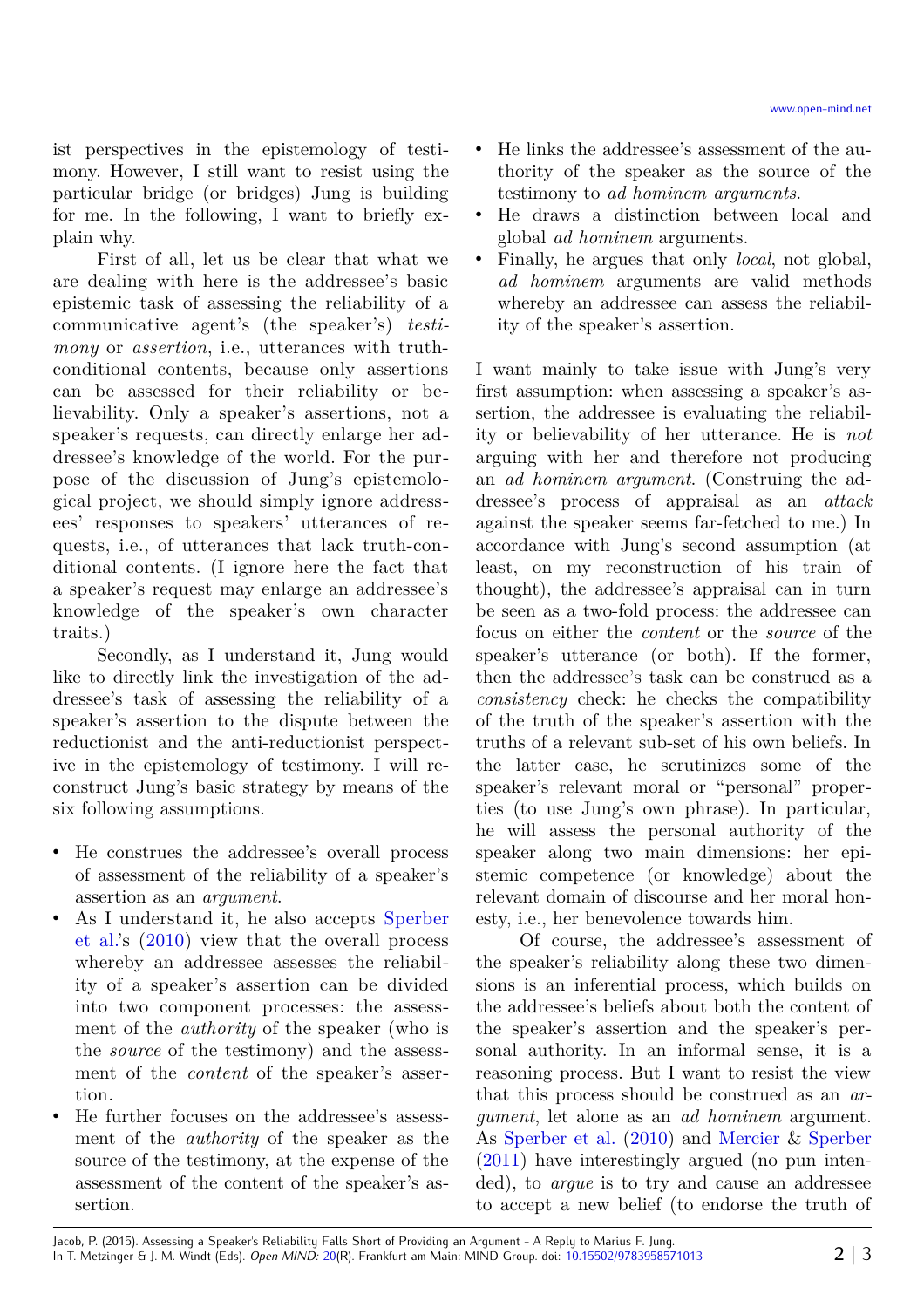ist perspectives in the epistemology of testimony. However, I still want to resist using the particular bridge (or bridges) Jung is building for me. In the following, I want to briefly explain why.

First of all, let us be clear that what we are dealing with here is the addressee's basic epistemic task of assessing the reliability of a communicative agent's (the speaker's) *testimony* or *assertion*, i.e., utterances with truth-conditional contents, because only assertions can be assessed for their reliability or believability. Only a speaker's assertions, not a speaker's requests, can directly enlarge her addressee's knowledge of the world. For the purpose of the discussion of Jung's epistemological project, we should simply ignore addressees' responses to speakers' utterances of requests, i.e., of utterances that lack truth-conditional contents. (I ignore here the fact that a speaker's request may enlarge an addressee's knowledge of the speaker's own character traits.)

Secondly, as I understand it, Jung would like to directly link the investigation of the addressee's task of assessing the reliability of a speaker's assertion to the dispute between the reductionist and the anti-reductionist perspective in the epistemology of testimony. I will reconstruct Jung's basic strategy by means of the six following assumptions.

- He construes the addressee's overall process of assessment of the reliability of a speaker's assertion as an *argument*.
- As I understand it, he also accepts Sperber et al.'s (2010) view that the overall process whereby an addressee assesses the reliability of a speaker's assertion can be divided into two component processes: the assessment of the *authority* of the speaker (who is the *source* of the testimony) and the assessment of the *content* of the speaker's assertion.
- He further focuses on the addressee's assessment of the *authority* of the speaker as the source of the testimony, at the expense of the assessment of the content of the speaker's assertion.
- He links the addressee's assessment of the authority of the speaker as the source of the testimony to *ad hominem arguments*.
- He draws a distinction between local and global *ad hominem* arguments.
- Finally, he argues that only *local*, not global, *ad hominem* arguments are valid methods whereby an addressee can assess the reliability of the speaker's assertion.

I want mainly to take issue with Jung's very first assumption: when assessing a speaker's assertion, the addressee is evaluating the reliability or believability of her utterance. He is *not* arguing with her and therefore not producing an *ad hominem argument*. (Construing the addressee's process of appraisal as an *attack* against the speaker seems far-fetched to me.) In accordance with Jung's second assumption (at least, on my reconstruction of his train of thought), the addressee's appraisal can in turn be seen as a two-fold process: the addressee can focus on either the *content* or the *source* of the speaker's utterance (or both). If the former, then the addressee's task can be construed as a *consistency* check: he checks the compatibility of the truth of the speaker's assertion with the truths of a relevant sub-set of his own beliefs. In the latter case, he scrutinizes some of the speaker's relevant moral or "personal" properties (to use Jung's own phrase). In particular, he will assess the personal authority of the speaker along two main dimensions: her epistemic competence (or knowledge) about the relevant domain of discourse and her moral honesty, i.e., her benevolence towards him.

Of course, the addressee's assessment of the speaker's reliability along these two dimensions is an inferential process, which builds on the addressee's beliefs about both the content of the speaker's assertion and the speaker's personal authority. In an informal sense, it is a reasoning process. But I want to resist the view that this process should be construed as an *argument*, let alone as an *ad hominem* argument. As Sperber et al. (2010) and Mercier & Sperber (2011) have interestingly argued (no pun intended), to *argue* is to try and cause an addressee to accept a new belief (to endorse the truth of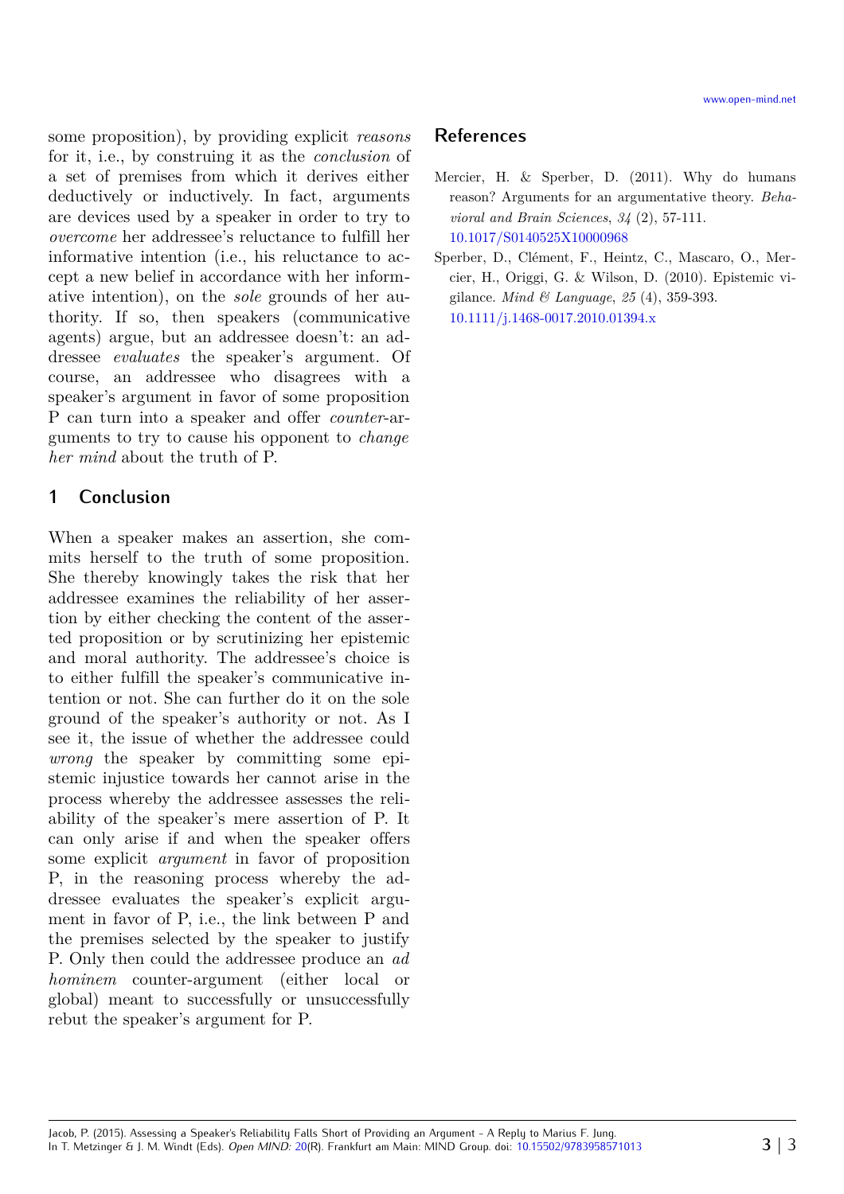some proposition), by providing explicit *reasons* for it, i.e., by construing it as the *conclusion* of a set of premises from which it derives either deductively or inductively. In fact, arguments are devices used by a speaker in order to try to *overcome* her addressee's reluctance to fulfill her informative intention (i.e., his reluctance to accept a new belief in accordance with her informative intention), on the *sole* grounds of her authority. If so, then speakers (communicative agents) argue, but an addressee doesn't: an addressee *evaluates* the speaker's argument. Of course, an addressee who disagrees with a speaker's argument in favor of some proposition P can turn into a speaker and offer *counter*-arguments to try to cause his opponent to *change her mind* about the truth of P.

## 1 Conclusion

When a speaker makes an assertion, she commits herself to the truth of some proposition. She thereby knowingly takes the risk that her addressee examines the reliability of her assertion by either checking the content of the asserted proposition or by scrutinizing her epistemic and moral authority. The addressee's choice is to either fulfill the speaker's communicative intention or not. She can further do it on the sole ground of the speaker's authority or not. As I see it, the issue of whether the addressee could *wrong* the speaker by committing some epistemic injustice towards her cannot arise in the process whereby the addressee assesses the reliability of the speaker's mere assertion of P. It can only arise if and when the speaker offers some explicit *argument* in favor of proposition P, in the reasoning process whereby the addressee evaluates the speaker's explicit argument in favor of P, i.e., the link between P and the premises selected by the speaker to justify P. Only then could the addressee produce an *ad hominem* counter-argument (either local or global) meant to successfully or unsuccessfully rebut the speaker's argument for P.

## References

Mercier, H. & Sperber, D. (2011). Why do humans reason? Arguments for an argumentative theory. *Behavioral and Brain Sciences*, *34* (2), 57-111. 10.1017/S0140525X10000968

Sperber, D., Clément, F., Heintz, C., Mascaro, O., Mercier, H., Origgi, G. & Wilson, D. (2010). Epistemic vigilance. *Mind & Language*, *25* (4), 359-393. 10.1111/j.1468-0017.2010.01394.x